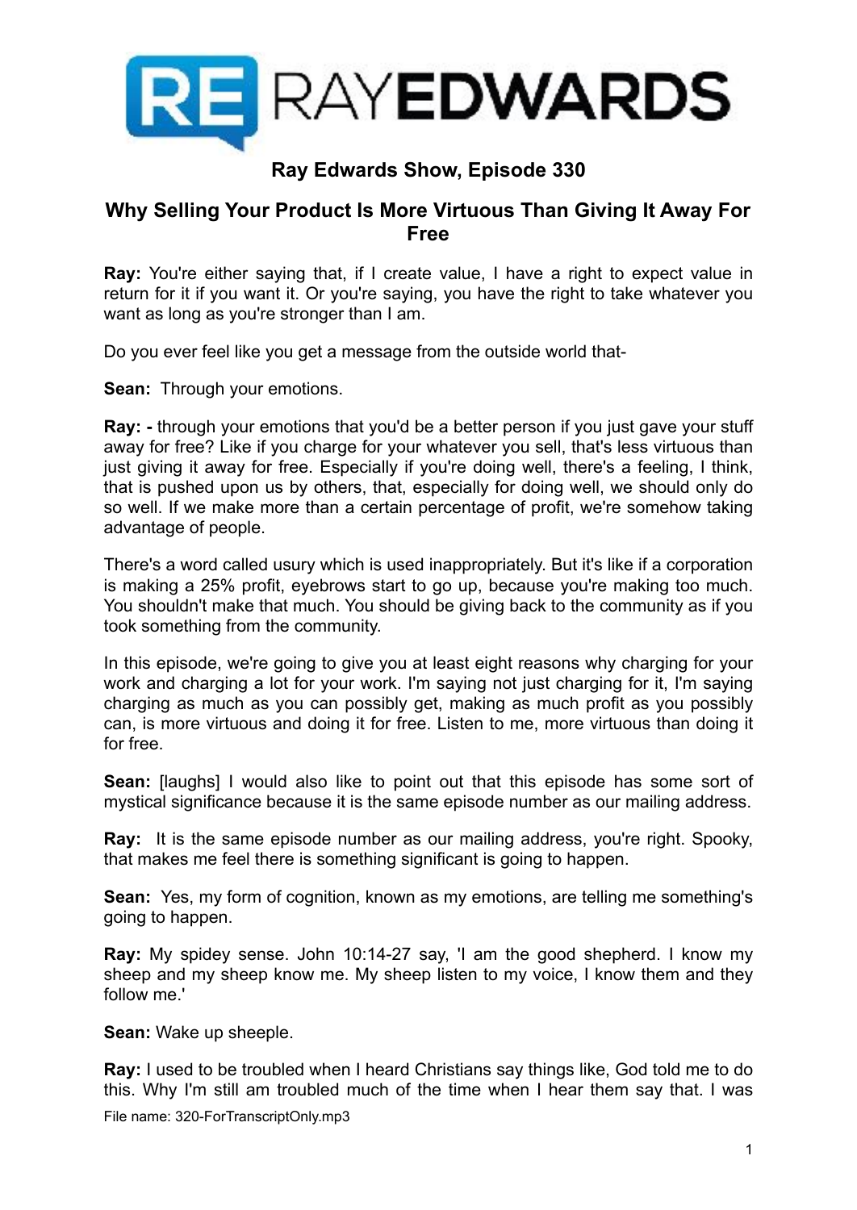# Ray Edwards Show, Episode 330

## Why Selling Your Product Is More Virtuous Than Giving It Away For Free

**Ray:** You're either saying that, if I create value, I have a right to expect value in return for it if you want it. Or you're saying, you have the right to take whatever you want as long as you're stronger than I am.

Do you ever feel like you get a message from the outside world that-

**Sean:** Through your emotions.

**Ray: -** through your emotions that you'd be a better person if you just gave your stuff away for free? Like if you charge for your whatever you sell, that's less virtuous than just giving it away for free. Especially if you're doing well, there's a feeling, I think, that is pushed upon us by others, that, especially for doing well, we should only do so well. If we make more than a certain percentage of profit, we're somehow taking advantage of people.

There's a word called usury which is used inappropriately. But it's like if a corporation is making a 25% profit, eyebrows start to go up, because you're making too much. You shouldn't make that much. You should be giving back to the community as if you took something from the community.

In this episode, we're going to give you at least eight reasons why charging for your work and charging a lot for your work. I'm saying not just charging for it, I'm saying charging as much as you can possibly get, making as much profit as you possibly can, is more virtuous and doing it for free. Listen to me, more virtuous than doing it for free.

**Sean:** [laughs] I would also like to point out that this episode has some sort of mystical significance because it is the same episode number as our mailing address.

**Ray:** It is the same episode number as our mailing address, you're right. Spooky, that makes me feel there is something significant is going to happen.

**Sean:** Yes, my form of cognition, known as my emotions, are telling me something's going to happen.

**Ray:** My spidey sense. John 10:14-27 say, 'I am the good shepherd. I know my sheep and my sheep know me. My sheep listen to my voice, I know them and they follow me.'

**Sean:** Wake up sheeple.

**Ray:** I used to be troubled when I heard Christians say things like, God told me to do this. Why I'm still am troubled much of the time when I hear them say that. I was

File name: 320-ForTranscriptOnly.mp3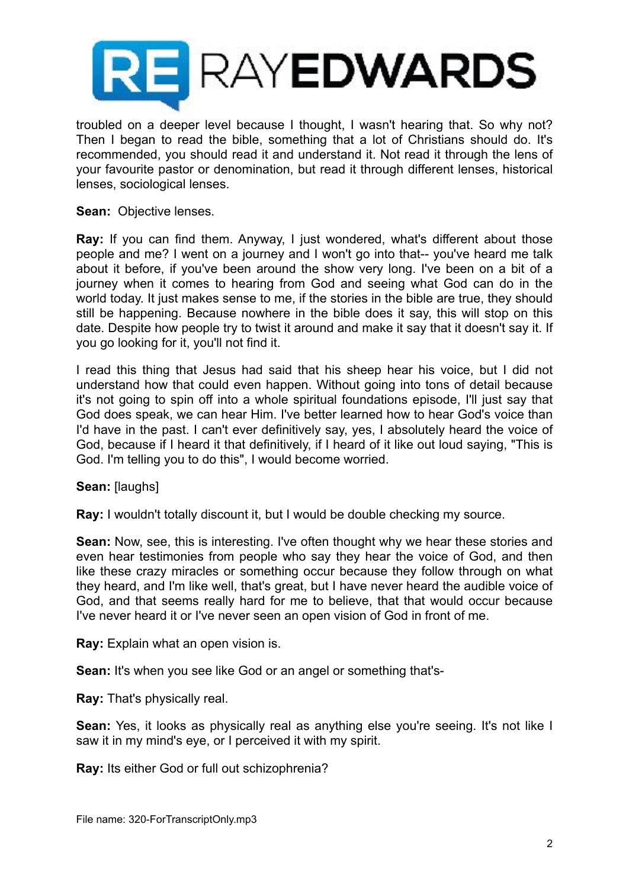troubled on a deeper level because I thought, I wasn't hearing that. So why not? Then I began to read the bible, something that a lot of Christians should do. It's recommended, you should read it and understand it. Not read it through the lens of your favourite pastor or denomination, but read it through different lenses, historical lenses, sociological lenses.

**Sean:** Objective lenses.

**Ray:** If you can find them. Anyway, I just wondered, what's different about those people and me? I went on a journey and I won't go into that-- you've heard me talk about it before, if you've been around the show very long. I've been on a bit of a journey when it comes to hearing from God and seeing what God can do in the world today. It just makes sense to me, if the stories in the bible are true, they should still be happening. Because nowhere in the bible does it say, this will stop on this date. Despite how people try to twist it around and make it say that it doesn't say it. If you go looking for it, you'll not find it.

I read this thing that Jesus had said that his sheep hear his voice, but I did not understand how that could even happen. Without going into tons of detail because it's not going to spin off into a whole spiritual foundations episode, I'll just say that God does speak, we can hear Him. I've better learned how to hear God's voice than I'd have in the past. I can't ever definitively say, yes, I absolutely heard the voice of God, because if I heard it that definitively, if I heard of it like out loud saying, "This is God. I'm telling you to do this", I would become worried.

**Sean:** [laughs]

**Ray:** I wouldn't totally discount it, but I would be double checking my source.

**Sean:** Now, see, this is interesting. I've often thought why we hear these stories and even hear testimonies from people who say they hear the voice of God, and then like these crazy miracles or something occur because they follow through on what they heard, and I'm like well, that's great, but I have never heard the audible voice of God, and that seems really hard for me to believe, that that would occur because I've never heard it or I've never seen an open vision of God in front of me.

**Ray:** Explain what an open vision is.

**Sean:** It's when you see like God or an angel or something that's-

**Ray:** That's physically real.

**Sean:** Yes, it looks as physically real as anything else you're seeing. It's not like I saw it in my mind's eye, or I perceived it with my spirit.

**Ray:** Its either God or full out schizophrenia?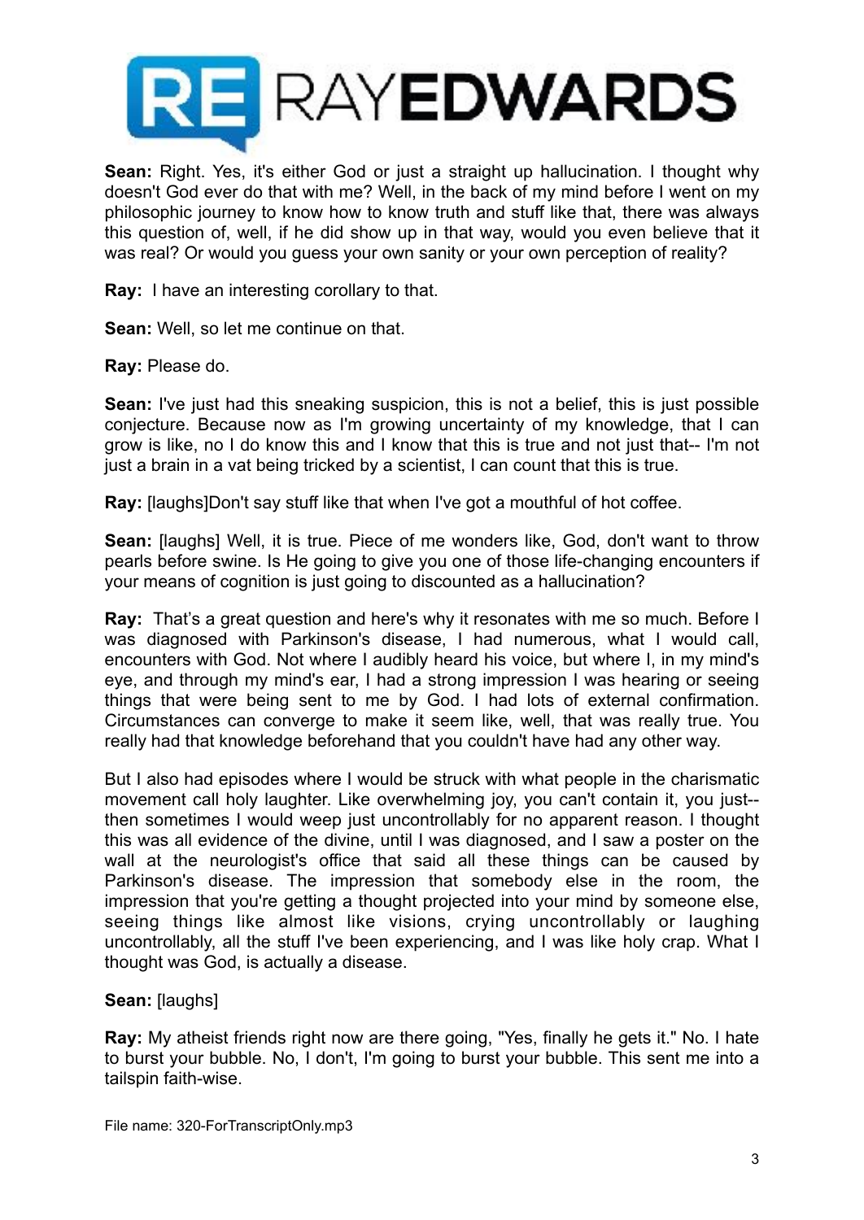**Sean:** Right. Yes, it's either God or just a straight up hallucination. I thought why doesn't God ever do that with me? Well, in the back of my mind before I went on my philosophic journey to know how to know truth and stuff like that, there was always this question of, well, if he did show up in that way, would you even believe that it was real? Or would you guess your own sanity or your own perception of reality?

**Ray:** I have an interesting corollary to that.

**Sean:** Well, so let me continue on that.

**Ray:** Please do.

**Sean:** I've just had this sneaking suspicion, this is not a belief, this is just possible conjecture. Because now as I'm growing uncertainty of my knowledge, that I can grow is like, no I do know this and I know that this is true and not just that-- I'm not just a brain in a vat being tricked by a scientist, I can count that this is true.

**Ray:** [laughs]Don't say stuff like that when I've got a mouthful of hot coffee.

**Sean:** [laughs] Well, it is true. Piece of me wonders like, God, don't want to throw pearls before swine. Is He going to give you one of those life-changing encounters if your means of cognition is just going to discounted as a hallucination?

**Ray:** That's a great question and here's why it resonates with me so much. Before I was diagnosed with Parkinson's disease, I had numerous, what I would call, encounters with God. Not where I audibly heard his voice, but where I, in my mind's eye, and through my mind's ear, I had a strong impression I was hearing or seeing things that were being sent to me by God. I had lots of external confirmation. Circumstances can converge to make it seem like, well, that was really true. You really had that knowledge beforehand that you couldn't have had any other way.

But I also had episodes where I would be struck with what people in the charismatic movement call holy laughter. Like overwhelming joy, you can't contain it, you just-- then sometimes I would weep just uncontrollably for no apparent reason. I thought this was all evidence of the divine, until I was diagnosed, and I saw a poster on the wall at the neurologist's office that said all these things can be caused by Parkinson's disease. The impression that somebody else in the room, the impression that you're getting a thought projected into your mind by someone else, seeing things like almost like visions, crying uncontrollably or laughing uncontrollably, all the stuff I've been experiencing, and I was like holy crap. What I thought was God, is actually a disease.

**Sean:** [laughs]

**Ray:** My atheist friends right now are there going, "Yes, finally he gets it." No. I hate to burst your bubble. No, I don't, I'm going to burst your bubble. This sent me into a tailspin faith-wise.

File name: 320-ForTranscriptOnly.mp3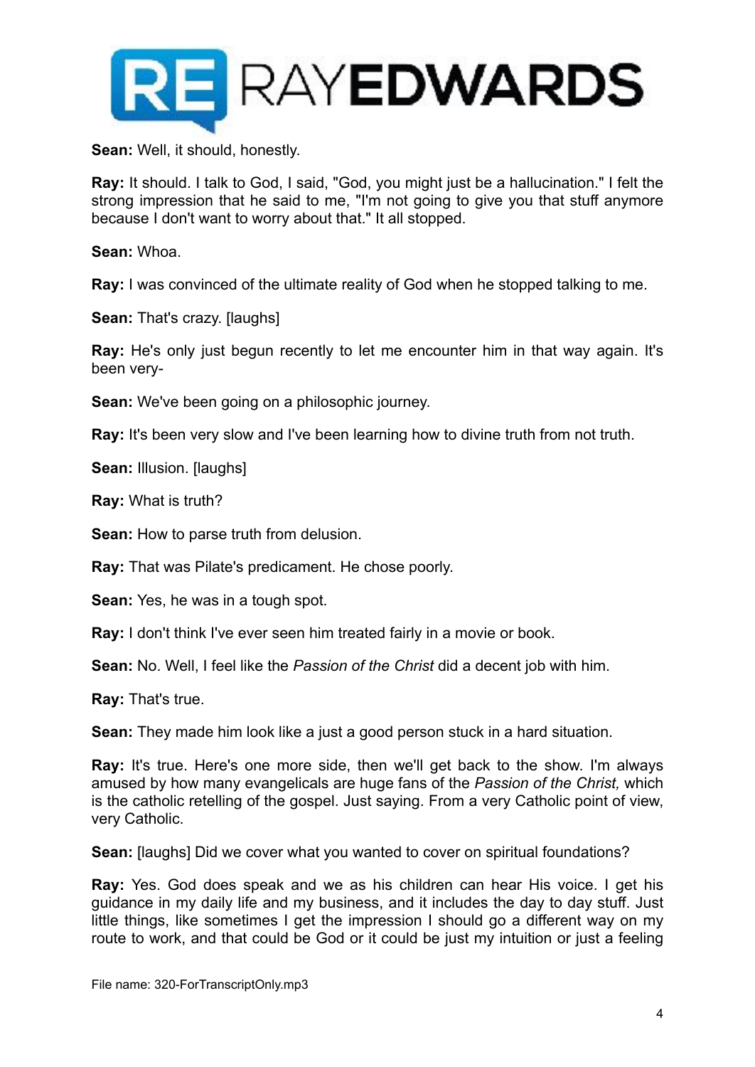**Sean:** Well, it should, honestly.

**Ray:** It should. I talk to God, I said, "God, you might just be a hallucination." I felt the strong impression that he said to me, "I'm not going to give you that stuff anymore because I don't want to worry about that." It all stopped.

**Sean:** Whoa.

**Ray:** I was convinced of the ultimate reality of God when he stopped talking to me.

**Sean:** That's crazy. [laughs]

**Ray:** He's only just begun recently to let me encounter him in that way again. It's been very-

**Sean:** We've been going on a philosophic journey.

**Ray:** It's been very slow and I've been learning how to divine truth from not truth.

**Sean:** Illusion. [laughs]

**Ray:** What is truth?

**Sean:** How to parse truth from delusion.

**Ray:** That was Pilate's predicament. He chose poorly.

**Sean:** Yes, he was in a tough spot.

**Ray:** I don't think I've ever seen him treated fairly in a movie or book.

**Sean:** No. Well, I feel like the *Passion of the Christ* did a decent job with him.

**Ray:** That's true.

**Sean:** They made him look like a just a good person stuck in a hard situation.

**Ray:** It's true. Here's one more side, then we'll get back to the show. I'm always amused by how many evangelicals are huge fans of the *Passion of the Christ,* which is the catholic retelling of the gospel. Just saying. From a very Catholic point of view, very Catholic.

**Sean:** [laughs] Did we cover what you wanted to cover on spiritual foundations?

**Ray:** Yes. God does speak and we as his children can hear His voice. I get his guidance in my daily life and my business, and it includes the day to day stuff. Just little things, like sometimes I get the impression I should go a different way on my route to work, and that could be God or it could be just my intuition or just a feeling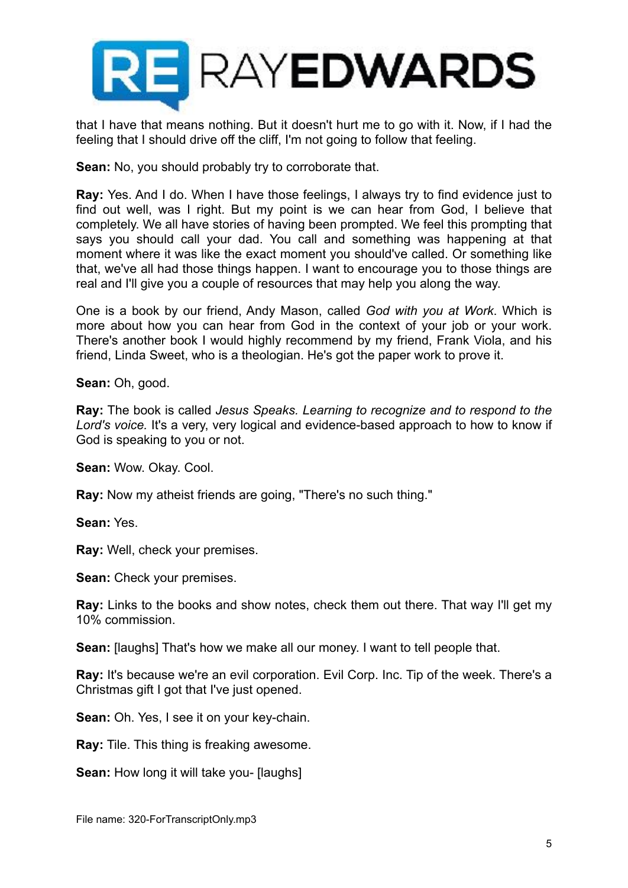that I have that means nothing. But it doesn't hurt me to go with it. Now, if I had the feeling that I should drive off the cliff, I'm not going to follow that feeling.

**Sean:** No, you should probably try to corroborate that.

**Ray:** Yes. And I do. When I have those feelings, I always try to find evidence just to find out well, was I right. But my point is we can hear from God, I believe that completely. We all have stories of having been prompted. We feel this prompting that says you should call your dad. You call and something was happening at that moment where it was like the exact moment you should've called. Or something like that, we've all had those things happen. I want to encourage you to those things are real and I'll give you a couple of resources that may help you along the way.

One is a book by our friend, Andy Mason, called *God with you at Work*. Which is more about how you can hear from God in the context of your job or your work. There's another book I would highly recommend by my friend, Frank Viola, and his friend, Linda Sweet, who is a theologian. He's got the paper work to prove it.

**Sean:** Oh, good.

**Ray:** The book is called *Jesus Speaks. Learning to recognize and to respond to the Lord's voice.* It's a very, very logical and evidence-based approach to how to know if God is speaking to you or not.

**Sean:** Wow. Okay. Cool.

**Ray:** Now my atheist friends are going, "There's no such thing."

**Sean:** Yes.

**Ray:** Well, check your premises.

**Sean:** Check your premises.

**Ray:** Links to the books and show notes, check them out there. That way I'll get my 10% commission.

**Sean:** [laughs] That's how we make all our money. I want to tell people that.

**Ray:** It's because we're an evil corporation. Evil Corp. Inc. Tip of the week. There's a Christmas gift I got that I've just opened.

**Sean:** Oh. Yes, I see it on your key-chain.

**Ray:** Tile. This thing is freaking awesome.

**Sean:** How long it will take you- [laughs]

File name: 320-ForTranscriptOnly.mp3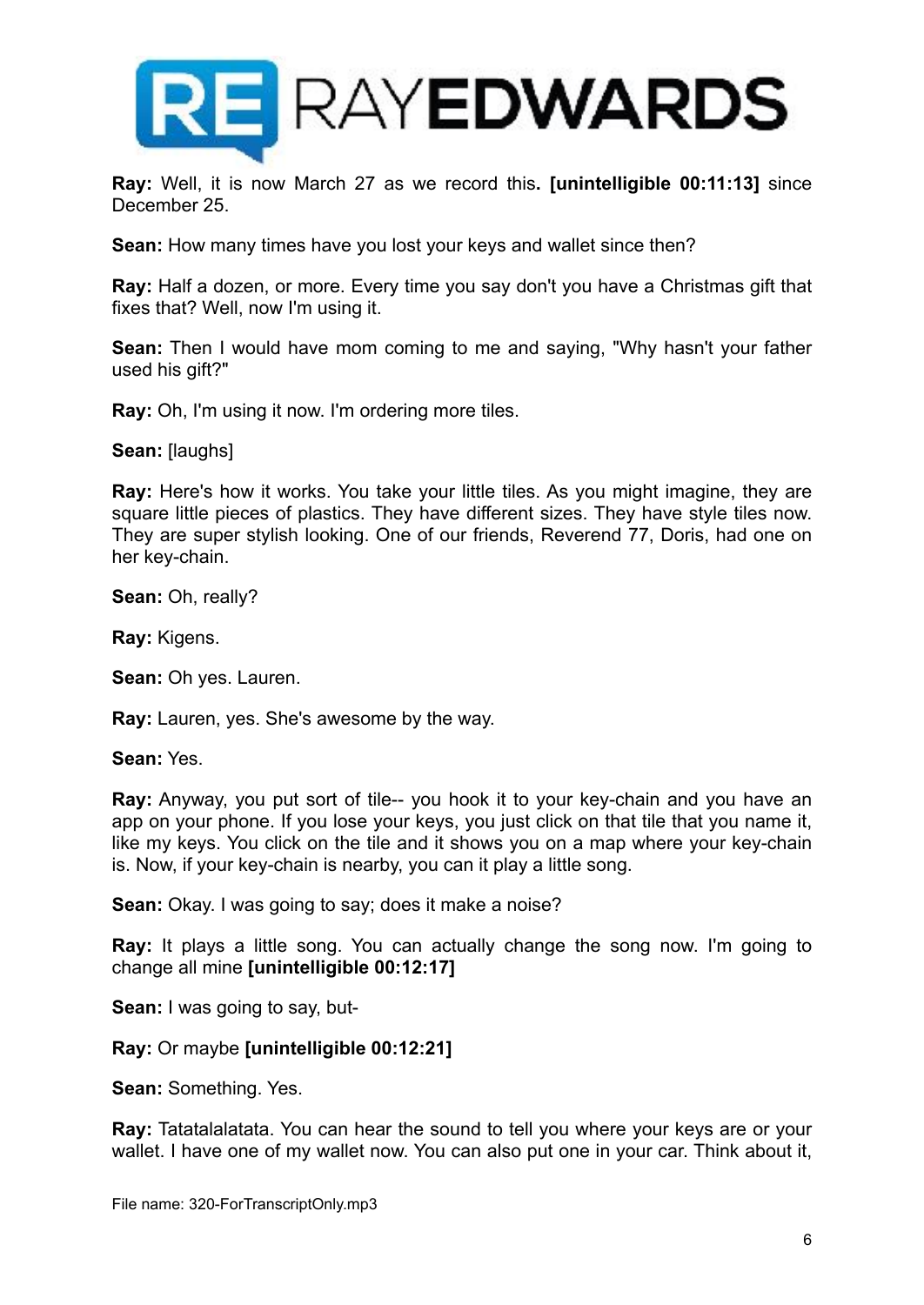**Ray:** Well, it is now March 27 as we record this**. [unintelligible 00:11:13]** since December 25.

**Sean:** How many times have you lost your keys and wallet since then?

**Ray:** Half a dozen, or more. Every time you say don't you have a Christmas gift that fixes that? Well, now I'm using it.

**Sean:** Then I would have mom coming to me and saying, "Why hasn't your father used his gift?"

**Ray:** Oh, I'm using it now. I'm ordering more tiles.

**Sean:** [laughs]

**Ray:** Here's how it works. You take your little tiles. As you might imagine, they are square little pieces of plastics. They have different sizes. They have style tiles now. They are super stylish looking. One of our friends, Reverend 77, Doris, had one on her key-chain.

**Sean:** Oh, really?

**Ray:** Kigens.

**Sean:** Oh yes. Lauren.

**Ray:** Lauren, yes. She's awesome by the way.

**Sean:** Yes.

**Ray:** Anyway, you put sort of tile-- you hook it to your key-chain and you have an app on your phone. If you lose your keys, you just click on that tile that you name it, like my keys. You click on the tile and it shows you on a map where your key-chain is. Now, if your key-chain is nearby, you can it play a little song.

**Sean:** Okay. I was going to say; does it make a noise?

**Ray:** It plays a little song. You can actually change the song now. I'm going to change all mine **[unintelligible 00:12:17]**

**Sean:** I was going to say, but-

**Ray:** Or maybe **[unintelligible 00:12:21]**

**Sean:** Something. Yes.

**Ray:** Tatatalalatata. You can hear the sound to tell you where your keys are or your wallet. I have one of my wallet now. You can also put one in your car. Think about it,

File name: 320-ForTranscriptOnly.mp3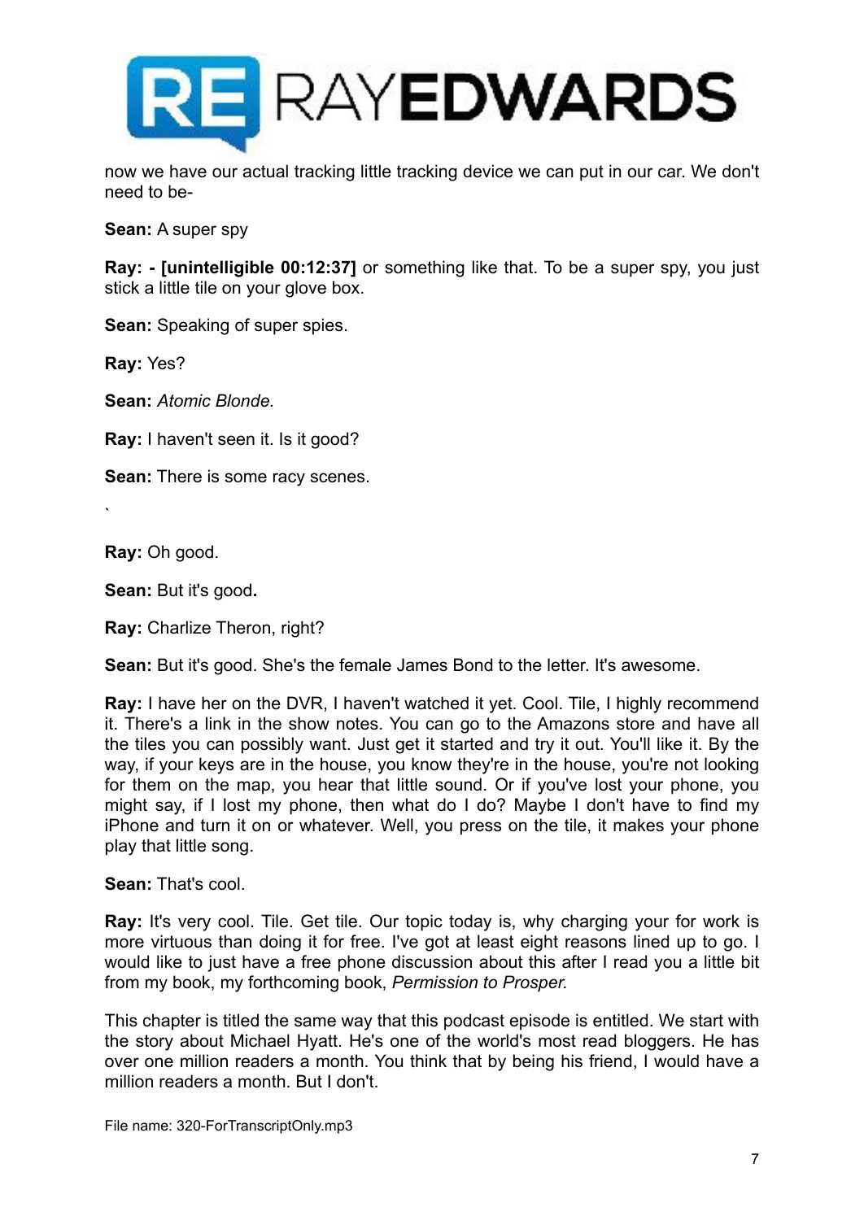now we have our actual tracking little tracking device we can put in our car. We don't need to be-

**Sean:** A super spy

**Ray: - [unintelligible 00:12:37]** or something like that. To be a super spy, you just stick a little tile on your glove box.

**Sean:** Speaking of super spies.

**Ray:** Yes?

**Sean:** *Atomic Blonde.*

**Ray:** I haven't seen it. Is it good?

**Sean:** There is some racy scenes.

`

**Ray:** Oh good.

**Sean:** But it's good**.**

**Ray:** Charlize Theron, right?

**Sean:** But it's good. She's the female James Bond to the letter. It's awesome.

**Ray:** I have her on the DVR, I haven't watched it yet. Cool. Tile, I highly recommend it. There's a link in the show notes. You can go to the Amazons store and have all the tiles you can possibly want. Just get it started and try it out. You'll like it. By the way, if your keys are in the house, you know they're in the house, you're not looking for them on the map, you hear that little sound. Or if you've lost your phone, you might say, if I lost my phone, then what do I do? Maybe I don't have to find my iPhone and turn it on or whatever. Well, you press on the tile, it makes your phone play that little song.

**Sean:** That's cool.

**Ray:** It's very cool. Tile. Get tile. Our topic today is, why charging your for work is more virtuous than doing it for free. I've got at least eight reasons lined up to go. I would like to just have a free phone discussion about this after I read you a little bit from my book, my forthcoming book, *Permission to Prosper.*

This chapter is titled the same way that this podcast episode is entitled. We start with the story about Michael Hyatt. He's one of the world's most read bloggers. He has over one million readers a month. You think that by being his friend, I would have a million readers a month. But I don't.

File name: 320-ForTranscriptOnly.mp3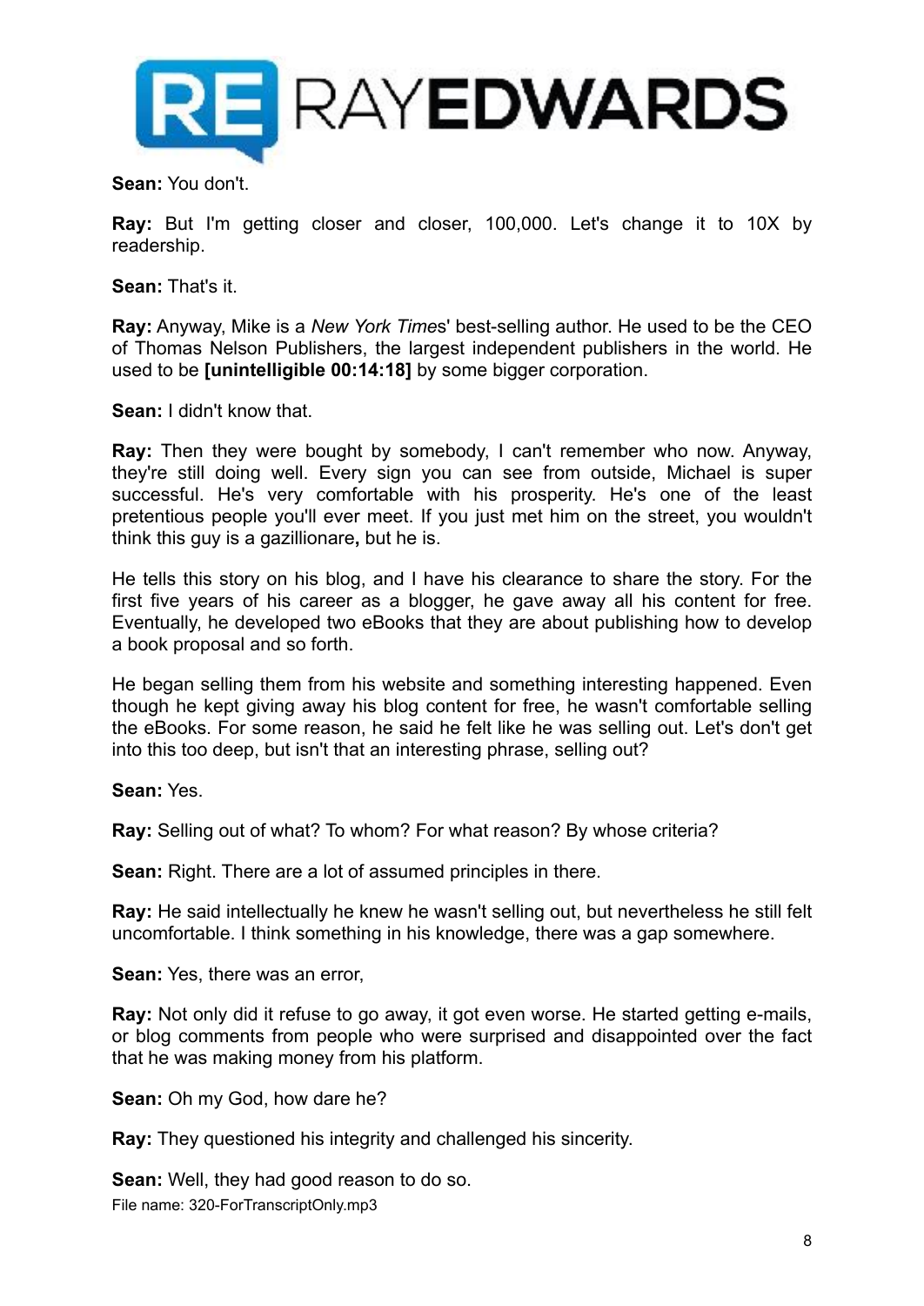**Sean:** You don't.

**Ray:** But I'm getting closer and closer, 100,000. Let's change it to 10X by readership.

**Sean:** That's it.

**Ray:** Anyway, Mike is a *New York Times*' best-selling author. He used to be the CEO of Thomas Nelson Publishers, the largest independent publishers in the world. He used to be **[unintelligible 00:14:18]** by some bigger corporation.

**Sean:** I didn't know that.

**Ray:** Then they were bought by somebody, I can't remember who now. Anyway, they're still doing well. Every sign you can see from outside, Michael is super successful. He's very comfortable with his prosperity. He's one of the least pretentious people you'll ever meet. If you just met him on the street, you wouldn't think this guy is a gazillionare**,** but he is.

He tells this story on his blog, and I have his clearance to share the story. For the first five years of his career as a blogger, he gave away all his content for free. Eventually, he developed two eBooks that they are about publishing how to develop a book proposal and so forth.

He began selling them from his website and something interesting happened. Even though he kept giving away his blog content for free, he wasn't comfortable selling the eBooks. For some reason, he said he felt like he was selling out. Let's don't get into this too deep, but isn't that an interesting phrase, selling out?

**Sean:** Yes.

**Ray:** Selling out of what? To whom? For what reason? By whose criteria?

**Sean:** Right. There are a lot of assumed principles in there.

**Ray:** He said intellectually he knew he wasn't selling out, but nevertheless he still felt uncomfortable. I think something in his knowledge, there was a gap somewhere.

**Sean:** Yes, there was an error,

**Ray:** Not only did it refuse to go away, it got even worse. He started getting e-mails, or blog comments from people who were surprised and disappointed over the fact that he was making money from his platform.

**Sean:** Oh my God, how dare he?

**Ray:** They questioned his integrity and challenged his sincerity.

**Sean:** Well, they had good reason to do so.

File name: 320-ForTranscriptOnly.mp3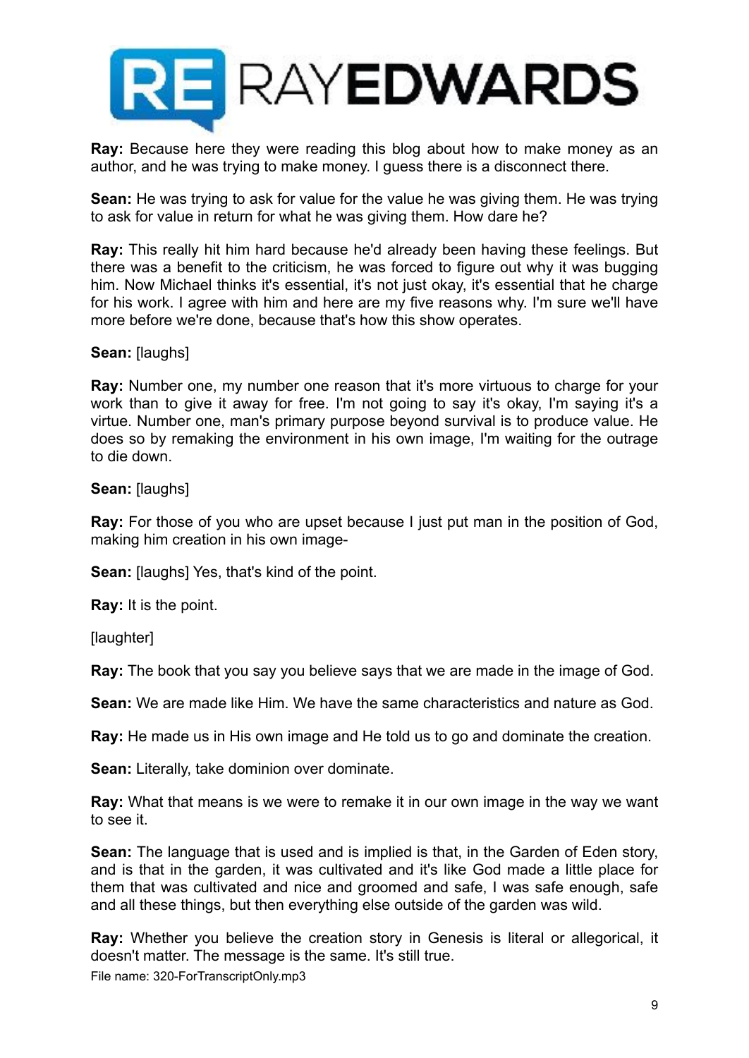**Ray:** Because here they were reading this blog about how to make money as an author, and he was trying to make money. I guess there is a disconnect there.

**Sean:** He was trying to ask for value for the value he was giving them. He was trying to ask for value in return for what he was giving them. How dare he?

**Ray:** This really hit him hard because he'd already been having these feelings. But there was a benefit to the criticism, he was forced to figure out why it was bugging him. Now Michael thinks it's essential, it's not just okay, it's essential that he charge for his work. I agree with him and here are my five reasons why. I'm sure we'll have more before we're done, because that's how this show operates.

**Sean:** [laughs]

**Ray:** Number one, my number one reason that it's more virtuous to charge for your work than to give it away for free. I'm not going to say it's okay, I'm saying it's a virtue. Number one, man's primary purpose beyond survival is to produce value. He does so by remaking the environment in his own image, I'm waiting for the outrage to die down.

**Sean:** [laughs]

**Ray:** For those of you who are upset because I just put man in the position of God, making him creation in his own image-

**Sean:** [laughs] Yes, that's kind of the point.

**Ray:** It is the point.

[laughter]

**Ray:** The book that you say you believe says that we are made in the image of God.

**Sean:** We are made like Him. We have the same characteristics and nature as God.

**Ray:** He made us in His own image and He told us to go and dominate the creation.

**Sean:** Literally, take dominion over dominate.

**Ray:** What that means is we were to remake it in our own image in the way we want to see it.

**Sean:** The language that is used and is implied is that, in the Garden of Eden story, and is that in the garden, it was cultivated and it's like God made a little place for them that was cultivated and nice and groomed and safe, I was safe enough, safe and all these things, but then everything else outside of the garden was wild.

**Ray:** Whether you believe the creation story in Genesis is literal or allegorical, it doesn't matter. The message is the same. It's still true.

File name: 320-ForTranscriptOnly.mp3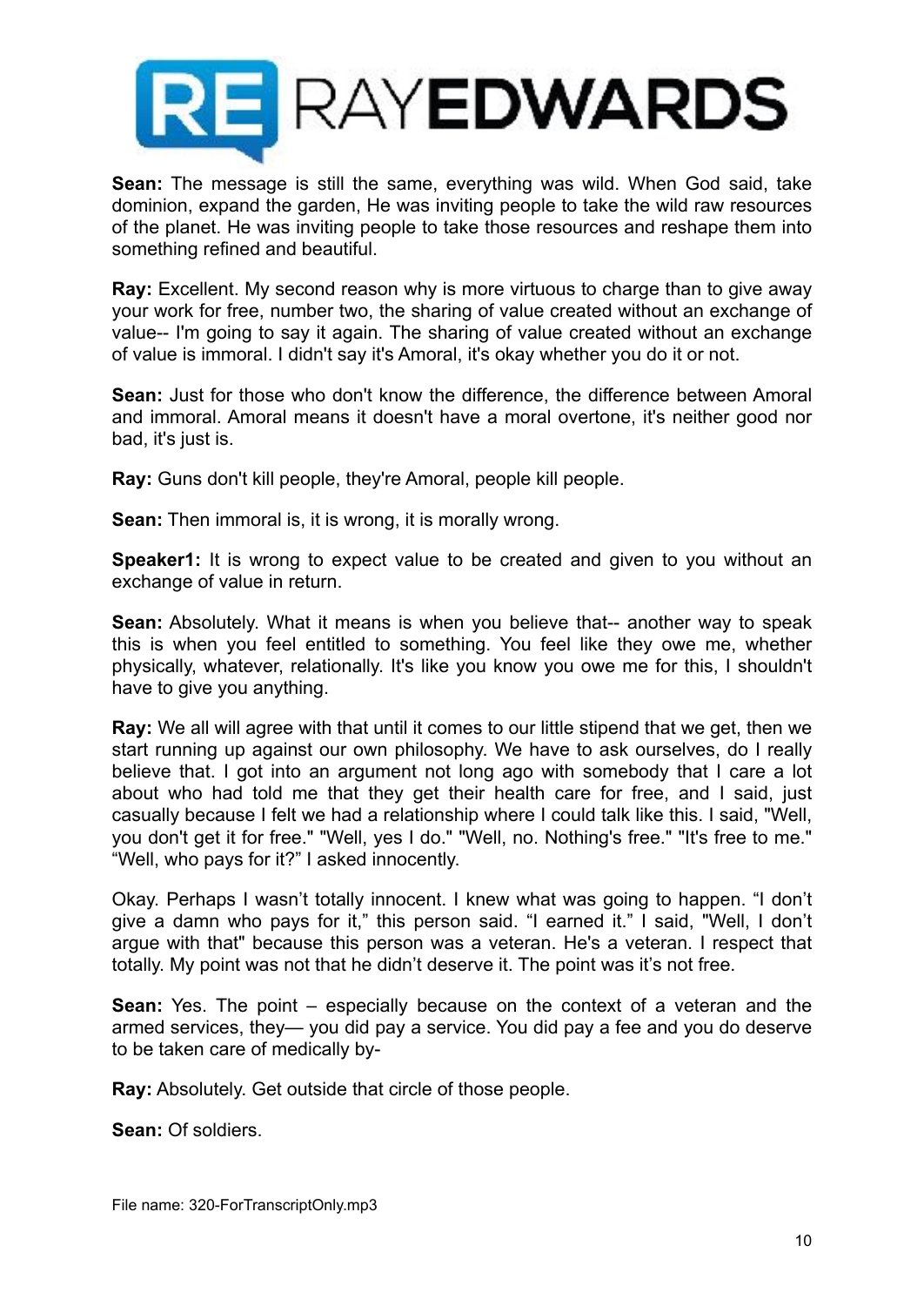**Sean:** The message is still the same, everything was wild. When God said, take dominion, expand the garden, He was inviting people to take the wild raw resources of the planet. He was inviting people to take those resources and reshape them into something refined and beautiful.

**Ray:** Excellent. My second reason why is more virtuous to charge than to give away your work for free, number two, the sharing of value created without an exchange of value-- I'm going to say it again. The sharing of value created without an exchange of value is immoral. I didn't say it's Amoral, it's okay whether you do it or not.

**Sean:** Just for those who don't know the difference, the difference between Amoral and immoral. Amoral means it doesn't have a moral overtone, it's neither good nor bad, it's just is.

**Ray:** Guns don't kill people, they're Amoral, people kill people.

**Sean:** Then immoral is, it is wrong, it is morally wrong.

**Speaker1:** It is wrong to expect value to be created and given to you without an exchange of value in return.

**Sean:** Absolutely. What it means is when you believe that-- another way to speak this is when you feel entitled to something. You feel like they owe me, whether physically, whatever, relationally. It's like you know you owe me for this, I shouldn't have to give you anything.

**Ray:** We all will agree with that until it comes to our little stipend that we get, then we start running up against our own philosophy. We have to ask ourselves, do I really believe that. I got into an argument not long ago with somebody that I care a lot about who had told me that they get their health care for free, and I said, just casually because I felt we had a relationship where I could talk like this. I said, "Well, you don't get it for free." "Well, yes I do." "Well, no. Nothing's free." "It's free to me." "Well, who pays for it?" I asked innocently.

Okay. Perhaps I wasn't totally innocent. I knew what was going to happen. "I don't give a damn who pays for it," this person said. "I earned it." I said, "Well, I don't argue with that" because this person was a veteran. He's a veteran. I respect that totally. My point was not that he didn't deserve it. The point was it's not free.

**Sean:** Yes. The point – especially because on the context of a veteran and the armed services, they— you did pay a service. You did pay a fee and you do deserve to be taken care of medically by-

**Ray:** Absolutely. Get outside that circle of those people.

**Sean:** Of soldiers.

File name: 320-ForTranscriptOnly.mp3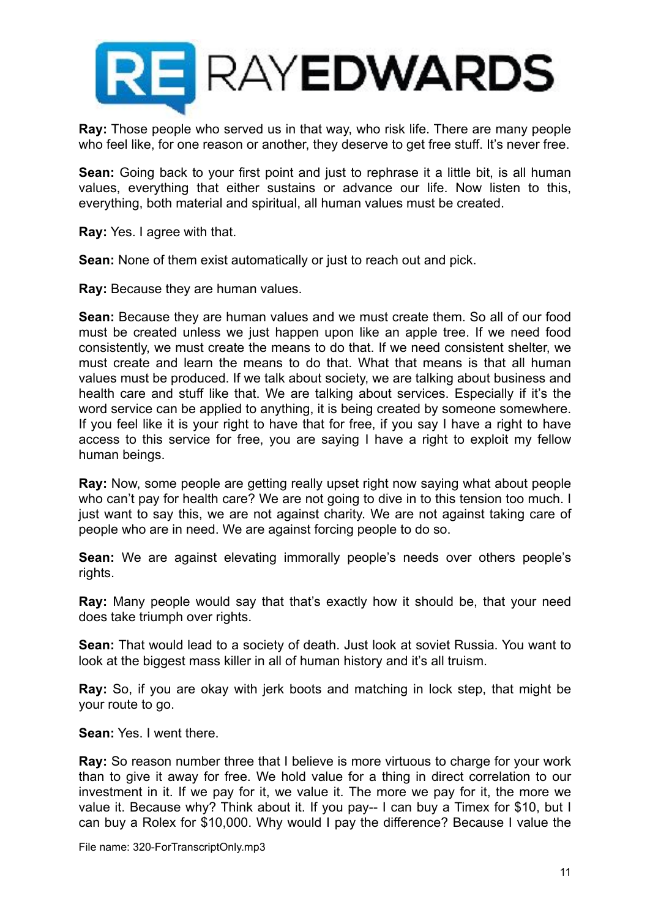**Ray:** Those people who served us in that way, who risk life. There are many people who feel like, for one reason or another, they deserve to get free stuff. It's never free.

**Sean:** Going back to your first point and just to rephrase it a little bit, is all human values, everything that either sustains or advance our life. Now listen to this, everything, both material and spiritual, all human values must be created.

**Ray:** Yes. I agree with that.

**Sean:** None of them exist automatically or just to reach out and pick.

**Ray:** Because they are human values.

**Sean:** Because they are human values and we must create them. So all of our food must be created unless we just happen upon like an apple tree. If we need food consistently, we must create the means to do that. If we need consistent shelter, we must create and learn the means to do that. What that means is that all human values must be produced. If we talk about society, we are talking about business and health care and stuff like that. We are talking about services. Especially if it's the word service can be applied to anything, it is being created by someone somewhere. If you feel like it is your right to have that for free, if you say I have a right to have access to this service for free, you are saying I have a right to exploit my fellow human beings.

**Ray:** Now, some people are getting really upset right now saying what about people who can't pay for health care? We are not going to dive in to this tension too much. I just want to say this, we are not against charity. We are not against taking care of people who are in need. We are against forcing people to do so.

**Sean:** We are against elevating immorally people's needs over others people's rights.

**Ray:** Many people would say that that's exactly how it should be, that your need does take triumph over rights.

**Sean:** That would lead to a society of death. Just look at soviet Russia. You want to look at the biggest mass killer in all of human history and it's all truism.

**Ray:** So, if you are okay with jerk boots and matching in lock step, that might be your route to go.

**Sean:** Yes. I went there.

**Ray:** So reason number three that I believe is more virtuous to charge for your work than to give it away for free. We hold value for a thing in direct correlation to our investment in it. If we pay for it, we value it. The more we pay for it, the more we value it. Because why? Think about it. If you pay-- I can buy a Timex for $10, but I can buy a Rolex for $10,000. Why would I pay the difference? Because I value the

File name: 320-ForTranscriptOnly.mp3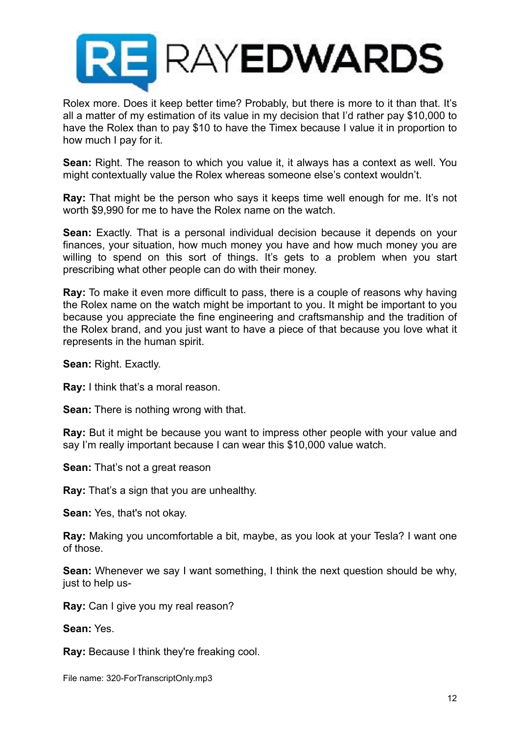Rolex more. Does it keep better time? Probably, but there is more to it than that. It's all a matter of my estimation of its value in my decision that I'd rather pay $10,000 to have the Rolex than to pay $10 to have the Timex because I value it in proportion to how much I pay for it.

**Sean:** Right. The reason to which you value it, it always has a context as well. You might contextually value the Rolex whereas someone else's context wouldn't.

**Ray:** That might be the person who says it keeps time well enough for me. It's not worth $9,990 for me to have the Rolex name on the watch.

**Sean:** Exactly. That is a personal individual decision because it depends on your finances, your situation, how much money you have and how much money you are willing to spend on this sort of things. It's gets to a problem when you start prescribing what other people can do with their money.

**Ray:** To make it even more difficult to pass, there is a couple of reasons why having the Rolex name on the watch might be important to you. It might be important to you because you appreciate the fine engineering and craftsmanship and the tradition of the Rolex brand, and you just want to have a piece of that because you love what it represents in the human spirit.

**Sean:** Right. Exactly.

**Ray:** I think that's a moral reason.

**Sean:** There is nothing wrong with that.

**Ray:** But it might be because you want to impress other people with your value and say I'm really important because I can wear this $10,000 value watch.

**Sean:** That's not a great reason

**Ray:** That's a sign that you are unhealthy.

**Sean:** Yes, that's not okay.

**Ray:** Making you uncomfortable a bit, maybe, as you look at your Tesla? I want one of those.

**Sean:** Whenever we say I want something, I think the next question should be why, just to help us-

**Ray:** Can I give you my real reason?

**Sean:** Yes.

**Ray:** Because I think they're freaking cool.

File name: 320-ForTranscriptOnly.mp3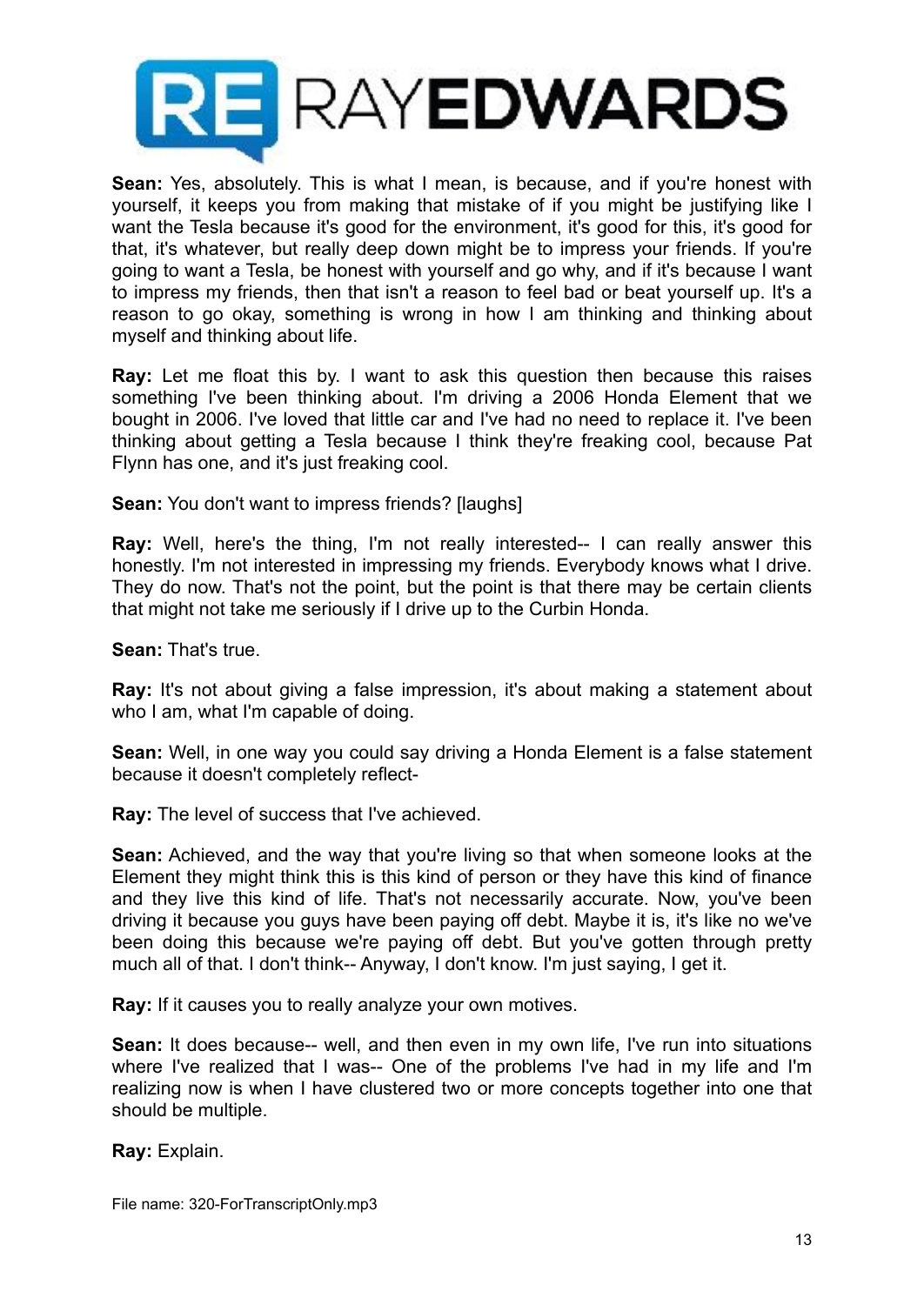**Sean:** Yes, absolutely. This is what I mean, is because, and if you're honest with yourself, it keeps you from making that mistake of if you might be justifying like I want the Tesla because it's good for the environment, it's good for this, it's good for that, it's whatever, but really deep down might be to impress your friends. If you're going to want a Tesla, be honest with yourself and go why, and if it's because I want to impress my friends, then that isn't a reason to feel bad or beat yourself up. It's a reason to go okay, something is wrong in how I am thinking and thinking about myself and thinking about life.

**Ray:** Let me float this by. I want to ask this question then because this raises something I've been thinking about. I'm driving a 2006 Honda Element that we bought in 2006. I've loved that little car and I've had no need to replace it. I've been thinking about getting a Tesla because I think they're freaking cool, because Pat Flynn has one, and it's just freaking cool.

**Sean:** You don't want to impress friends? [laughs]

**Ray:** Well, here's the thing, I'm not really interested-- I can really answer this honestly. I'm not interested in impressing my friends. Everybody knows what I drive. They do now. That's not the point, but the point is that there may be certain clients that might not take me seriously if I drive up to the Curbin Honda.

**Sean:** That's true.

**Ray:** It's not about giving a false impression, it's about making a statement about who I am, what I'm capable of doing.

**Sean:** Well, in one way you could say driving a Honda Element is a false statement because it doesn't completely reflect-

**Ray:** The level of success that I've achieved.

**Sean:** Achieved, and the way that you're living so that when someone looks at the Element they might think this is this kind of person or they have this kind of finance and they live this kind of life. That's not necessarily accurate. Now, you've been driving it because you guys have been paying off debt. Maybe it is, it's like no we've been doing this because we're paying off debt. But you've gotten through pretty much all of that. I don't think-- Anyway, I don't know. I'm just saying, I get it.

**Ray:** If it causes you to really analyze your own motives.

**Sean:** It does because-- well, and then even in my own life, I've run into situations where I've realized that I was-- One of the problems I've had in my life and I'm realizing now is when I have clustered two or more concepts together into one that should be multiple.

**Ray:** Explain.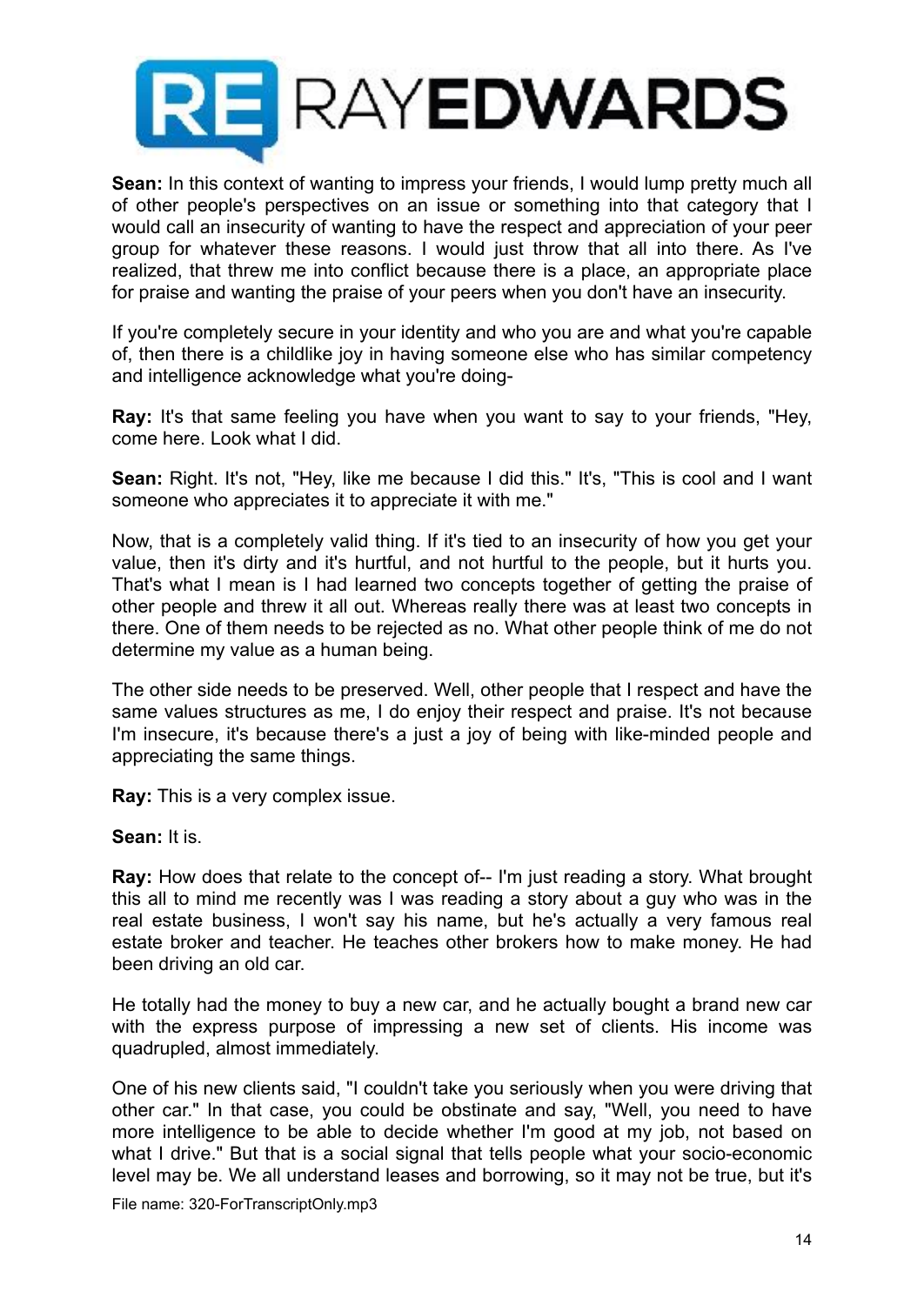**Sean:** In this context of wanting to impress your friends, I would lump pretty much all of other people's perspectives on an issue or something into that category that I would call an insecurity of wanting to have the respect and appreciation of your peer group for whatever these reasons. I would just throw that all into there. As I've realized, that threw me into conflict because there is a place, an appropriate place for praise and wanting the praise of your peers when you don't have an insecurity.

If you're completely secure in your identity and who you are and what you're capable of, then there is a childlike joy in having someone else who has similar competency and intelligence acknowledge what you're doing-

**Ray:** It's that same feeling you have when you want to say to your friends, "Hey, come here. Look what I did.

**Sean:** Right. It's not, "Hey, like me because I did this." It's, "This is cool and I want someone who appreciates it to appreciate it with me."

Now, that is a completely valid thing. If it's tied to an insecurity of how you get your value, then it's dirty and it's hurtful, and not hurtful to the people, but it hurts you. That's what I mean is I had learned two concepts together of getting the praise of other people and threw it all out. Whereas really there was at least two concepts in there. One of them needs to be rejected as no. What other people think of me do not determine my value as a human being.

The other side needs to be preserved. Well, other people that I respect and have the same values structures as me, I do enjoy their respect and praise. It's not because I'm insecure, it's because there's a just a joy of being with like-minded people and appreciating the same things.

**Ray:** This is a very complex issue.

**Sean:** It is.

**Ray:** How does that relate to the concept of-- I'm just reading a story. What brought this all to mind me recently was I was reading a story about a guy who was in the real estate business, I won't say his name, but he's actually a very famous real estate broker and teacher. He teaches other brokers how to make money. He had been driving an old car.

He totally had the money to buy a new car, and he actually bought a brand new car with the express purpose of impressing a new set of clients. His income was quadrupled, almost immediately.

One of his new clients said, "I couldn't take you seriously when you were driving that other car." In that case, you could be obstinate and say, "Well, you need to have more intelligence to be able to decide whether I'm good at my job, not based on what I drive." But that is a social signal that tells people what your socio-economic level may be. We all understand leases and borrowing, so it may not be true, but it's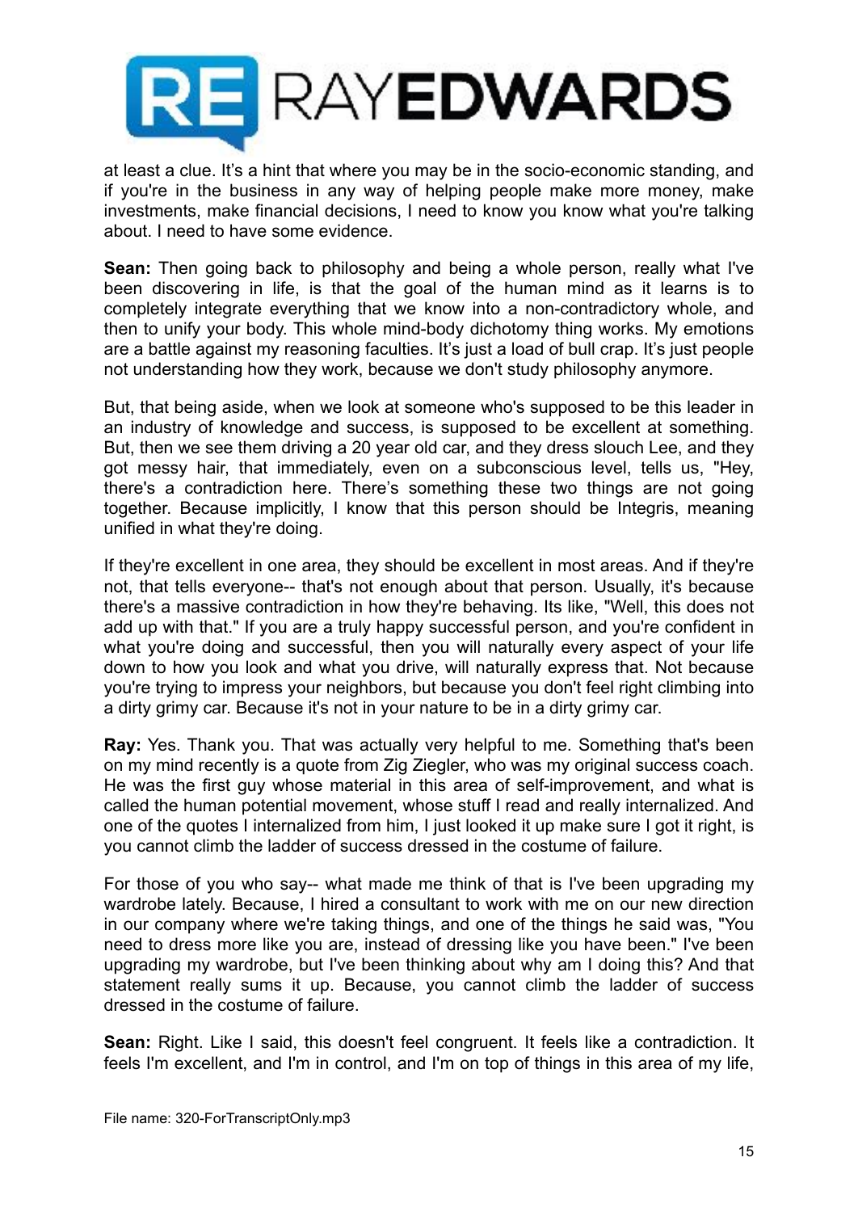at least a clue. It's a hint that where you may be in the socio-economic standing, and if you're in the business in any way of helping people make more money, make investments, make financial decisions, I need to know you know what you're talking about. I need to have some evidence.

**Sean:** Then going back to philosophy and being a whole person, really what I've been discovering in life, is that the goal of the human mind as it learns is to completely integrate everything that we know into a non-contradictory whole, and then to unify your body. This whole mind-body dichotomy thing works. My emotions are a battle against my reasoning faculties. It's just a load of bull crap. It's just people not understanding how they work, because we don't study philosophy anymore.

But, that being aside, when we look at someone who's supposed to be this leader in an industry of knowledge and success, is supposed to be excellent at something. But, then we see them driving a 20 year old car, and they dress slouch Lee, and they got messy hair, that immediately, even on a subconscious level, tells us, "Hey, there's a contradiction here. There's something these two things are not going together. Because implicitly, I know that this person should be Integris, meaning unified in what they're doing.

If they're excellent in one area, they should be excellent in most areas. And if they're not, that tells everyone-- that's not enough about that person. Usually, it's because there's a massive contradiction in how they're behaving. Its like, "Well, this does not add up with that." If you are a truly happy successful person, and you're confident in what you're doing and successful, then you will naturally every aspect of your life down to how you look and what you drive, will naturally express that. Not because you're trying to impress your neighbors, but because you don't feel right climbing into a dirty grimy car. Because it's not in your nature to be in a dirty grimy car.

**Ray:** Yes. Thank you. That was actually very helpful to me. Something that's been on my mind recently is a quote from Zig Ziegler, who was my original success coach. He was the first guy whose material in this area of self-improvement, and what is called the human potential movement, whose stuff I read and really internalized. And one of the quotes I internalized from him, I just looked it up make sure I got it right, is you cannot climb the ladder of success dressed in the costume of failure.

For those of you who say-- what made me think of that is I've been upgrading my wardrobe lately. Because, I hired a consultant to work with me on our new direction in our company where we're taking things, and one of the things he said was, "You need to dress more like you are, instead of dressing like you have been." I've been upgrading my wardrobe, but I've been thinking about why am I doing this? And that statement really sums it up. Because, you cannot climb the ladder of success dressed in the costume of failure.

**Sean:** Right. Like I said, this doesn't feel congruent. It feels like a contradiction. It feels I'm excellent, and I'm in control, and I'm on top of things in this area of my life,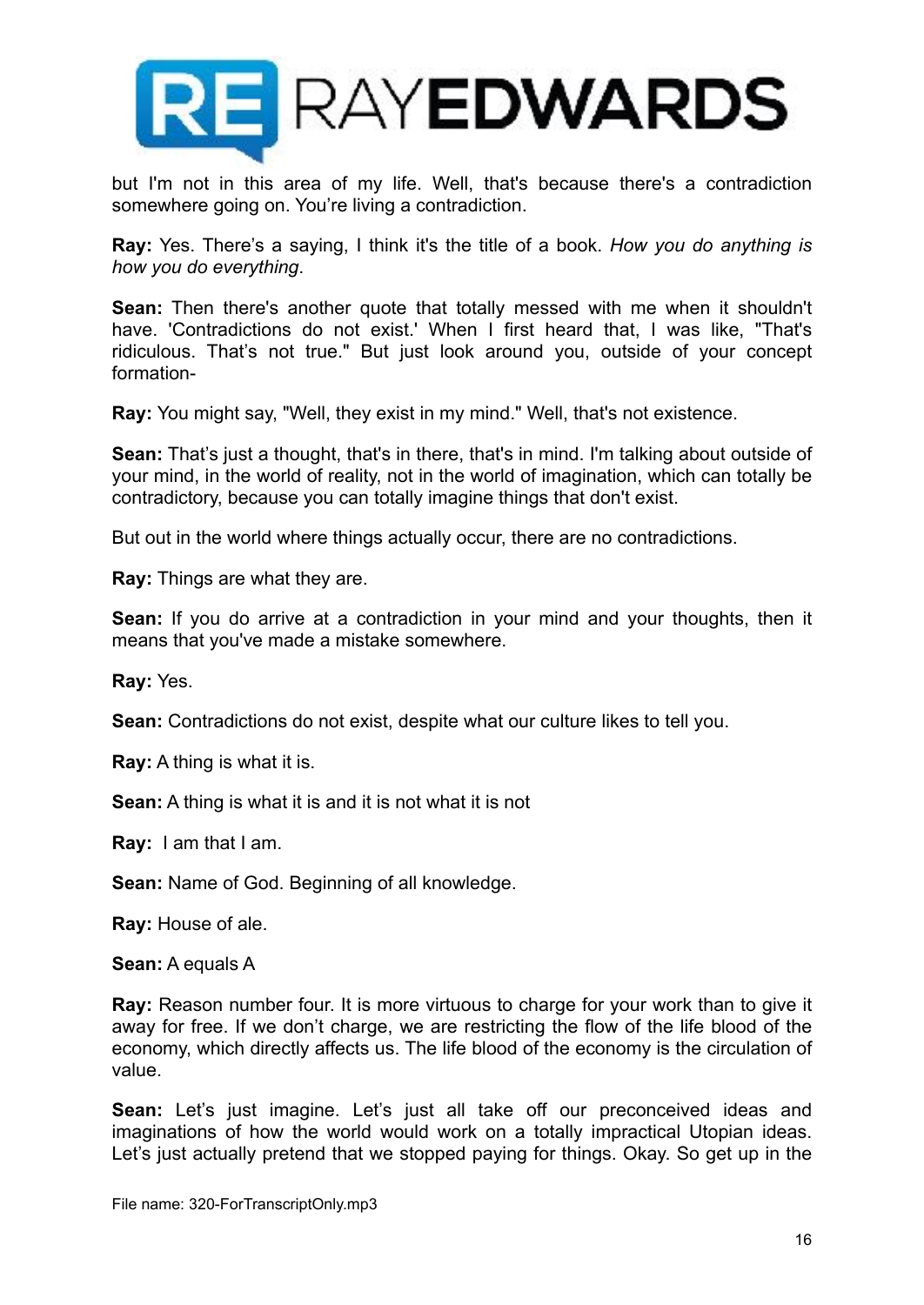but I'm not in this area of my life. Well, that's because there's a contradiction somewhere going on. You're living a contradiction.

**Ray:** Yes. There's a saying, I think it's the title of a book. *How you do anything is how you do everything*.

**Sean:** Then there's another quote that totally messed with me when it shouldn't have. 'Contradictions do not exist.' When I first heard that, I was like, "That's ridiculous. That's not true." But just look around you, outside of your concept formation-

**Ray:** You might say, "Well, they exist in my mind." Well, that's not existence.

**Sean:** That's just a thought, that's in there, that's in mind. I'm talking about outside of your mind, in the world of reality, not in the world of imagination, which can totally be contradictory, because you can totally imagine things that don't exist.

But out in the world where things actually occur, there are no contradictions.

**Ray:** Things are what they are.

**Sean:** If you do arrive at a contradiction in your mind and your thoughts, then it means that you've made a mistake somewhere.

**Ray:** Yes.

**Sean:** Contradictions do not exist, despite what our culture likes to tell you.

**Ray:** A thing is what it is.

**Sean:** A thing is what it is and it is not what it is not

**Ray:** I am that I am.

**Sean:** Name of God. Beginning of all knowledge.

**Ray:** House of ale.

**Sean:** A equals A

**Ray:** Reason number four. It is more virtuous to charge for your work than to give it away for free. If we don't charge, we are restricting the flow of the life blood of the economy, which directly affects us. The life blood of the economy is the circulation of value.

**Sean:** Let's just imagine. Let's just all take off our preconceived ideas and imaginations of how the world would work on a totally impractical Utopian ideas. Let's just actually pretend that we stopped paying for things. Okay. So get up in the

File name: 320-ForTranscriptOnly.mp3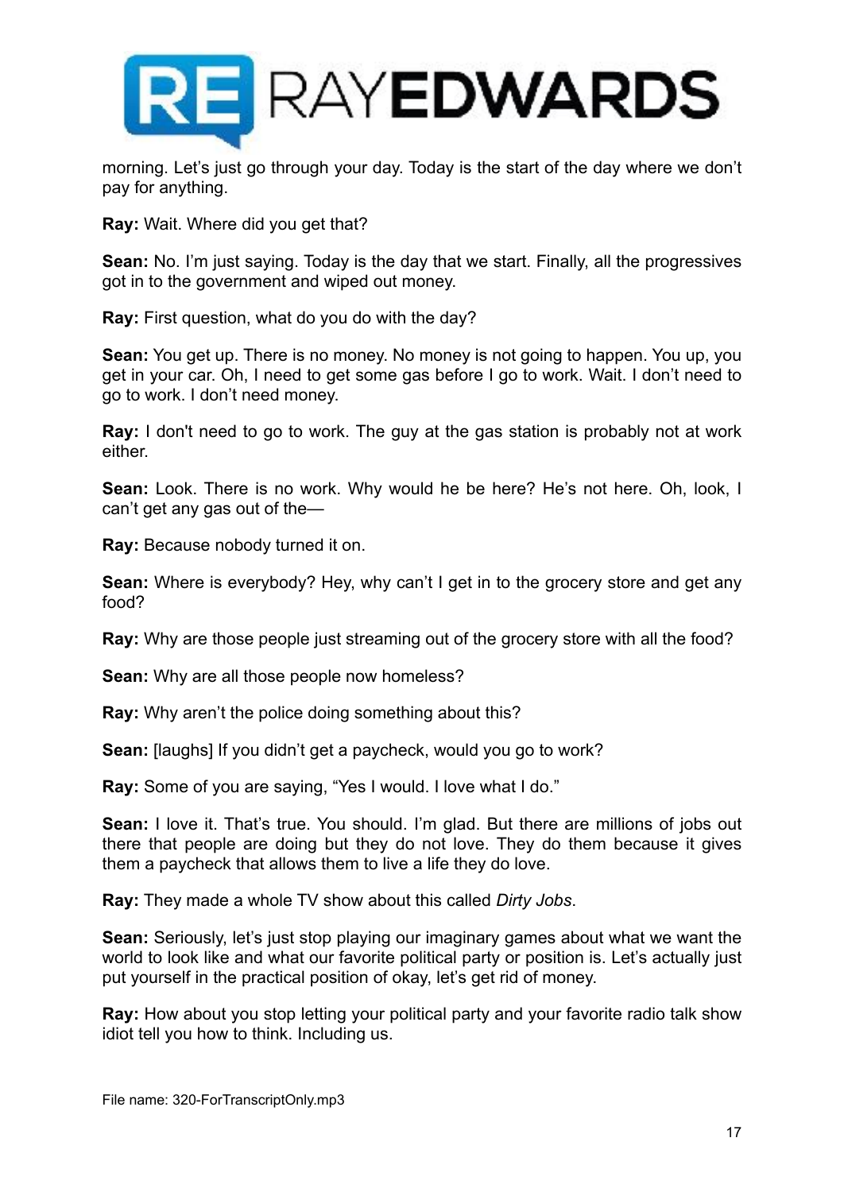morning. Let's just go through your day. Today is the start of the day where we don't pay for anything.

**Ray:** Wait. Where did you get that?

**Sean:** No. I'm just saying. Today is the day that we start. Finally, all the progressives got in to the government and wiped out money.

**Ray:** First question, what do you do with the day?

**Sean:** You get up. There is no money. No money is not going to happen. You up, you get in your car. Oh, I need to get some gas before I go to work. Wait. I don't need to go to work. I don't need money.

**Ray:** I don't need to go to work. The guy at the gas station is probably not at work either.

**Sean:** Look. There is no work. Why would he be here? He's not here. Oh, look, I can't get any gas out of the—

**Ray:** Because nobody turned it on.

**Sean:** Where is everybody? Hey, why can't I get in to the grocery store and get any food?

**Ray:** Why are those people just streaming out of the grocery store with all the food?

**Sean:** Why are all those people now homeless?

**Ray:** Why aren't the police doing something about this?

**Sean:** [laughs] If you didn't get a paycheck, would you go to work?

**Ray:** Some of you are saying, "Yes I would. I love what I do."

**Sean:** I love it. That's true. You should. I'm glad. But there are millions of jobs out there that people are doing but they do not love. They do them because it gives them a paycheck that allows them to live a life they do love.

**Ray:** They made a whole TV show about this called *Dirty Jobs*.

**Sean:** Seriously, let's just stop playing our imaginary games about what we want the world to look like and what our favorite political party or position is. Let's actually just put yourself in the practical position of okay, let's get rid of money.

**Ray:** How about you stop letting your political party and your favorite radio talk show idiot tell you how to think. Including us.

File name: 320-ForTranscriptOnly.mp3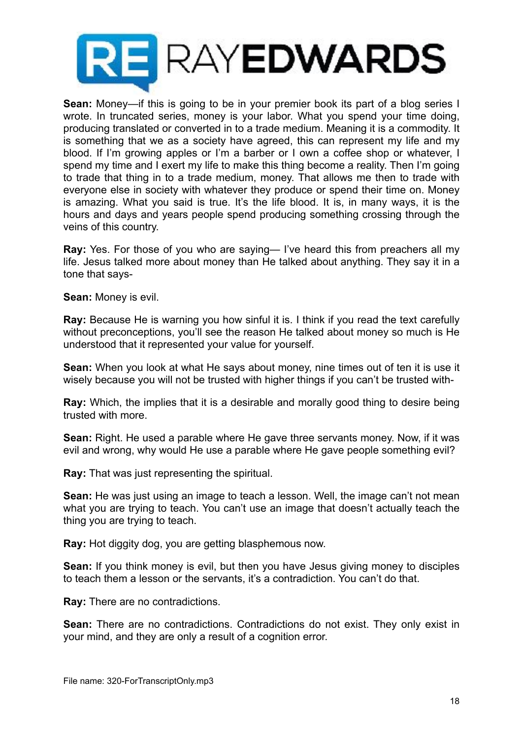**Sean:** Money—if this is going to be in your premier book its part of a blog series I wrote. In truncated series, money is your labor. What you spend your time doing, producing translated or converted in to a trade medium. Meaning it is a commodity. It is something that we as a society have agreed, this can represent my life and my blood. If I'm growing apples or I'm a barber or I own a coffee shop or whatever, I spend my time and I exert my life to make this thing become a reality. Then I'm going to trade that thing in to a trade medium, money. That allows me then to trade with everyone else in society with whatever they produce or spend their time on. Money is amazing. What you said is true. It's the life blood. It is, in many ways, it is the hours and days and years people spend producing something crossing through the veins of this country.

**Ray:** Yes. For those of you who are saying— I've heard this from preachers all my life. Jesus talked more about money than He talked about anything. They say it in a tone that says-

**Sean:** Money is evil.

**Ray:** Because He is warning you how sinful it is. I think if you read the text carefully without preconceptions, you'll see the reason He talked about money so much is He understood that it represented your value for yourself.

**Sean:** When you look at what He says about money, nine times out of ten it is use it wisely because you will not be trusted with higher things if you can't be trusted with-

**Ray:** Which, the implies that it is a desirable and morally good thing to desire being trusted with more.

**Sean:** Right. He used a parable where He gave three servants money. Now, if it was evil and wrong, why would He use a parable where He gave people something evil?

**Ray:** That was just representing the spiritual.

**Sean:** He was just using an image to teach a lesson. Well, the image can't not mean what you are trying to teach. You can't use an image that doesn't actually teach the thing you are trying to teach.

**Ray:** Hot diggity dog, you are getting blasphemous now.

**Sean:** If you think money is evil, but then you have Jesus giving money to disciples to teach them a lesson or the servants, it's a contradiction. You can't do that.

**Ray:** There are no contradictions.

**Sean:** There are no contradictions. Contradictions do not exist. They only exist in your mind, and they are only a result of a cognition error.

File name: 320-ForTranscriptOnly.mp3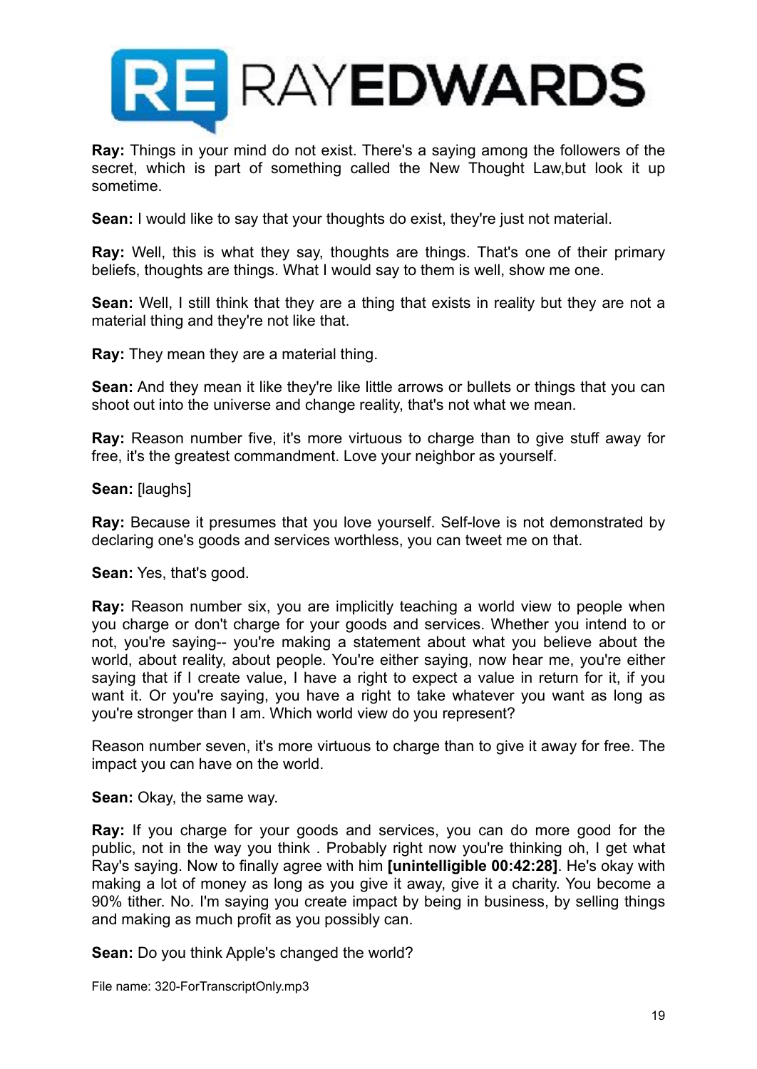**Ray:** Things in your mind do not exist. There's a saying among the followers of the secret, which is part of something called the New Thought Law,but look it up sometime.

**Sean:** I would like to say that your thoughts do exist, they're just not material.

**Ray:** Well, this is what they say, thoughts are things. That's one of their primary beliefs, thoughts are things. What I would say to them is well, show me one.

**Sean:** Well, I still think that they are a thing that exists in reality but they are not a material thing and they're not like that.

**Ray:** They mean they are a material thing.

**Sean:** And they mean it like they're like little arrows or bullets or things that you can shoot out into the universe and change reality, that's not what we mean.

**Ray:** Reason number five, it's more virtuous to charge than to give stuff away for free, it's the greatest commandment. Love your neighbor as yourself.

**Sean:** [laughs]

**Ray:** Because it presumes that you love yourself. Self-love is not demonstrated by declaring one's goods and services worthless, you can tweet me on that.

**Sean:** Yes, that's good.

**Ray:** Reason number six, you are implicitly teaching a world view to people when you charge or don't charge for your goods and services. Whether you intend to or not, you're saying-- you're making a statement about what you believe about the world, about reality, about people. You're either saying, now hear me, you're either saying that if I create value, I have a right to expect a value in return for it, if you want it. Or you're saying, you have a right to take whatever you want as long as you're stronger than I am. Which world view do you represent?

Reason number seven, it's more virtuous to charge than to give it away for free. The impact you can have on the world.

**Sean:** Okay, the same way.

**Ray:** If you charge for your goods and services, you can do more good for the public, not in the way you think . Probably right now you're thinking oh, I get what Ray's saying. Now to finally agree with him **[unintelligible 00:42:28]**. He's okay with making a lot of money as long as you give it away, give it a charity. You become a 90% tither. No. I'm saying you create impact by being in business, by selling things and making as much profit as you possibly can.

**Sean:** Do you think Apple's changed the world?

File name: 320-ForTranscriptOnly.mp3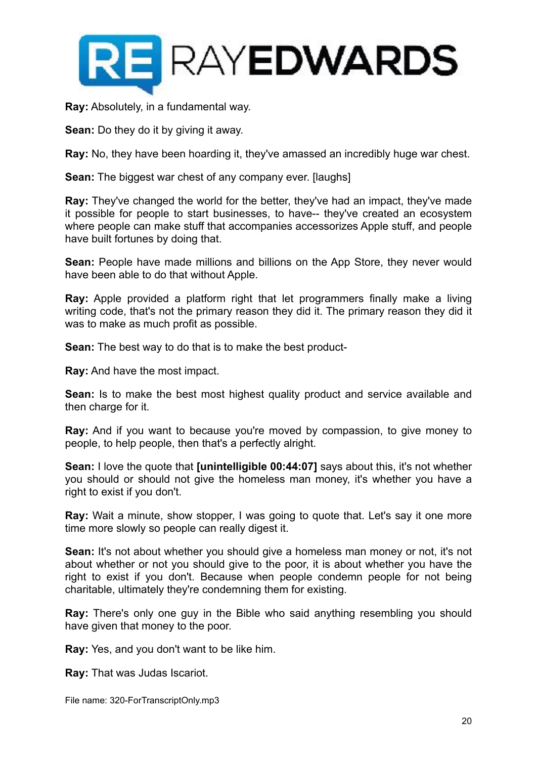**Ray:** Absolutely, in a fundamental way.

**Sean:** Do they do it by giving it away.

**Ray:** No, they have been hoarding it, they've amassed an incredibly huge war chest.

**Sean:** The biggest war chest of any company ever. [laughs]

**Ray:** They've changed the world for the better, they've had an impact, they've made it possible for people to start businesses, to have-- they've created an ecosystem where people can make stuff that accompanies accessorizes Apple stuff, and people have built fortunes by doing that.

**Sean:** People have made millions and billions on the App Store, they never would have been able to do that without Apple.

**Ray:** Apple provided a platform right that let programmers finally make a living writing code, that's not the primary reason they did it. The primary reason they did it was to make as much profit as possible.

**Sean:** The best way to do that is to make the best product-

**Ray:** And have the most impact.

**Sean:** Is to make the best most highest quality product and service available and then charge for it.

**Ray:** And if you want to because you're moved by compassion, to give money to people, to help people, then that's a perfectly alright.

**Sean:** I love the quote that **[unintelligible 00:44:07]** says about this, it's not whether you should or should not give the homeless man money, it's whether you have a right to exist if you don't.

**Ray:** Wait a minute, show stopper, I was going to quote that. Let's say it one more time more slowly so people can really digest it.

**Sean:** It's not about whether you should give a homeless man money or not, it's not about whether or not you should give to the poor, it is about whether you have the right to exist if you don't. Because when people condemn people for not being charitable, ultimately they're condemning them for existing.

**Ray:** There's only one guy in the Bible who said anything resembling you should have given that money to the poor.

**Ray:** Yes, and you don't want to be like him.

**Ray:** That was Judas Iscariot.

File name: 320-ForTranscriptOnly.mp3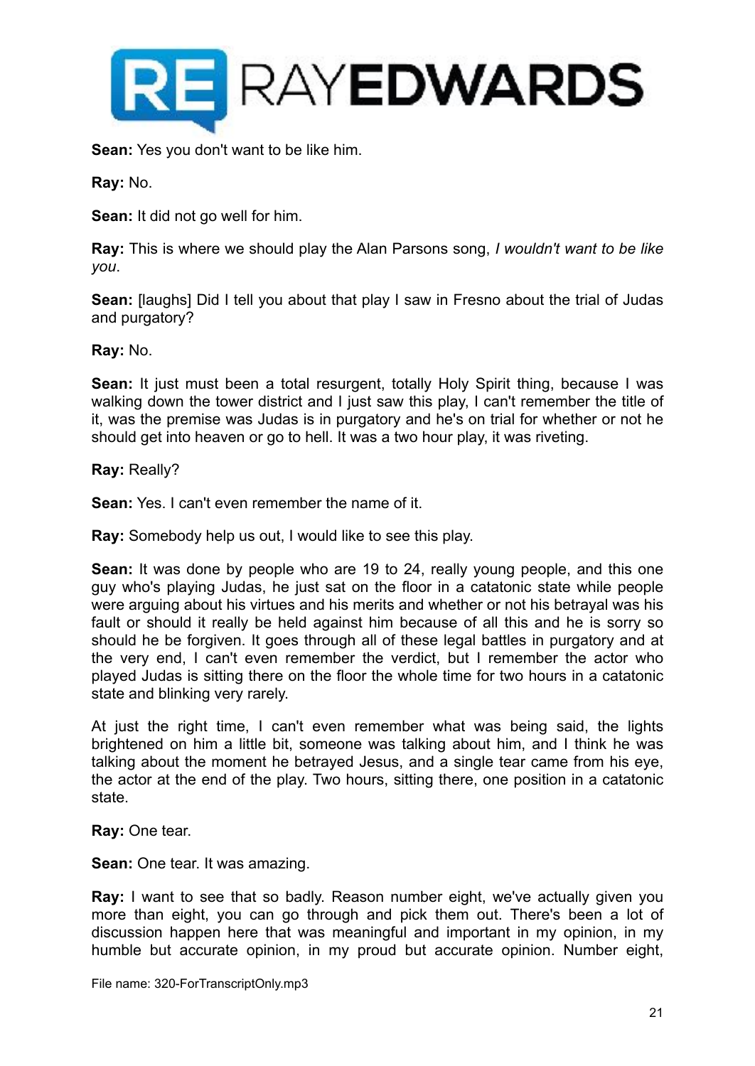**Sean:** Yes you don't want to be like him.

**Ray:** No.

**Sean:** It did not go well for him.

**Ray:** This is where we should play the Alan Parsons song, *I wouldn't want to be like you*.

**Sean:** [laughs] Did I tell you about that play I saw in Fresno about the trial of Judas and purgatory?

**Ray:** No.

**Sean:** It just must been a total resurgent, totally Holy Spirit thing, because I was walking down the tower district and I just saw this play, I can't remember the title of it, was the premise was Judas is in purgatory and he's on trial for whether or not he should get into heaven or go to hell. It was a two hour play, it was riveting.

**Ray:** Really?

**Sean:** Yes. I can't even remember the name of it.

**Ray:** Somebody help us out, I would like to see this play.

**Sean:** It was done by people who are 19 to 24, really young people, and this one guy who's playing Judas, he just sat on the floor in a catatonic state while people were arguing about his virtues and his merits and whether or not his betrayal was his fault or should it really be held against him because of all this and he is sorry so should he be forgiven. It goes through all of these legal battles in purgatory and at the very end, I can't even remember the verdict, but I remember the actor who played Judas is sitting there on the floor the whole time for two hours in a catatonic state and blinking very rarely.

At just the right time, I can't even remember what was being said, the lights brightened on him a little bit, someone was talking about him, and I think he was talking about the moment he betrayed Jesus, and a single tear came from his eye, the actor at the end of the play. Two hours, sitting there, one position in a catatonic state.

**Ray:** One tear.

**Sean:** One tear. It was amazing.

**Ray:** I want to see that so badly. Reason number eight, we've actually given you more than eight, you can go through and pick them out. There's been a lot of discussion happen here that was meaningful and important in my opinion, in my humble but accurate opinion, in my proud but accurate opinion. Number eight,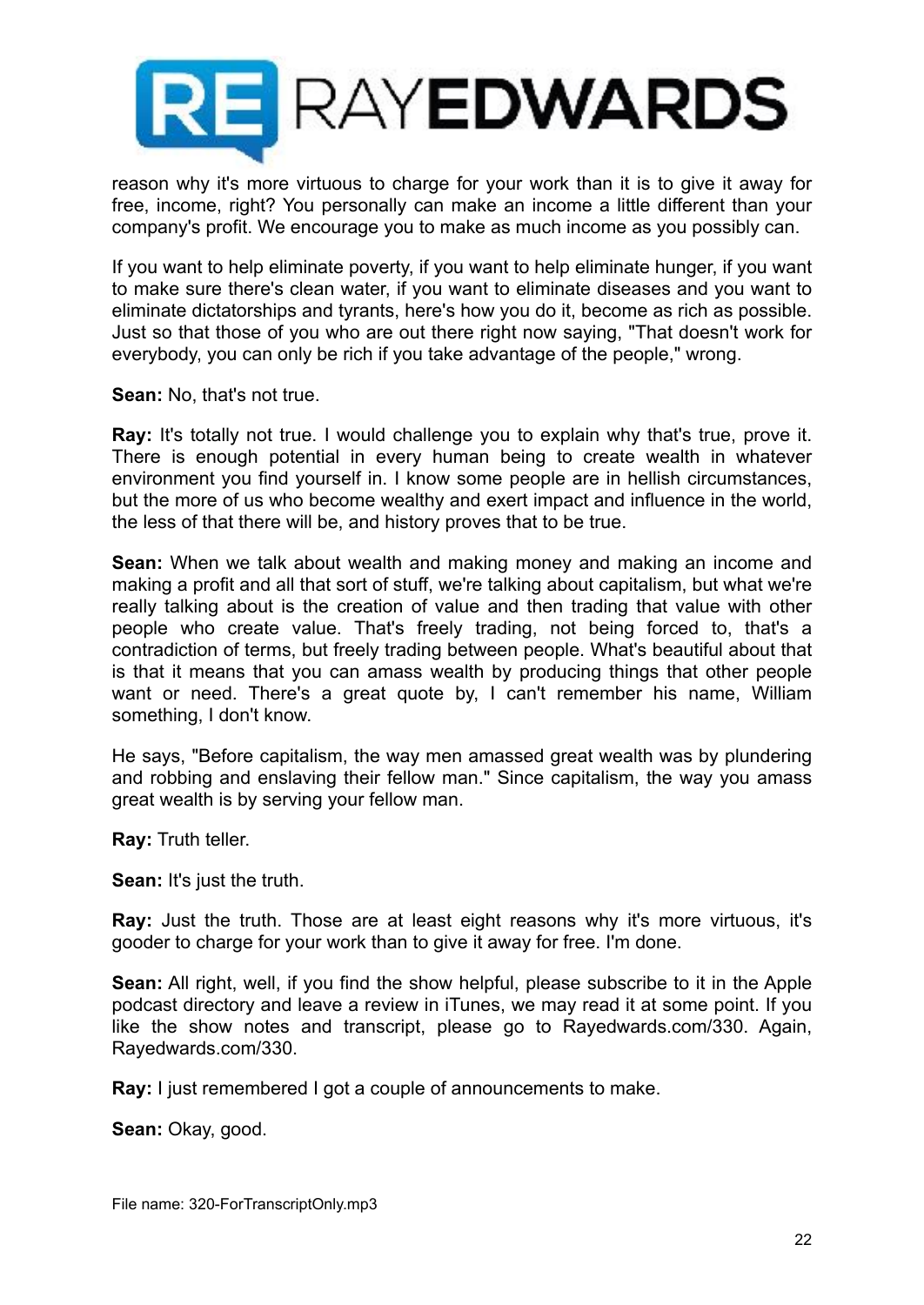reason why it's more virtuous to charge for your work than it is to give it away for free, income, right? You personally can make an income a little different than your company's profit. We encourage you to make as much income as you possibly can.

If you want to help eliminate poverty, if you want to help eliminate hunger, if you want to make sure there's clean water, if you want to eliminate diseases and you want to eliminate dictatorships and tyrants, here's how you do it, become as rich as possible. Just so that those of you who are out there right now saying, "That doesn't work for everybody, you can only be rich if you take advantage of the people," wrong.

**Sean:** No, that's not true.

**Ray:** It's totally not true. I would challenge you to explain why that's true, prove it. There is enough potential in every human being to create wealth in whatever environment you find yourself in. I know some people are in hellish circumstances, but the more of us who become wealthy and exert impact and influence in the world, the less of that there will be, and history proves that to be true.

**Sean:** When we talk about wealth and making money and making an income and making a profit and all that sort of stuff, we're talking about capitalism, but what we're really talking about is the creation of value and then trading that value with other people who create value. That's freely trading, not being forced to, that's a contradiction of terms, but freely trading between people. What's beautiful about that is that it means that you can amass wealth by producing things that other people want or need. There's a great quote by, I can't remember his name, William something, I don't know.

He says, "Before capitalism, the way men amassed great wealth was by plundering and robbing and enslaving their fellow man." Since capitalism, the way you amass great wealth is by serving your fellow man.

**Ray:** Truth teller.

**Sean:** It's just the truth.

**Ray:** Just the truth. Those are at least eight reasons why it's more virtuous, it's gooder to charge for your work than to give it away for free. I'm done.

**Sean:** All right, well, if you find the show helpful, please subscribe to it in the Apple podcast directory and leave a review in iTunes, we may read it at some point. If you like the show notes and transcript, please go to Rayedwards.com/330. Again, Rayedwards.com/330.

**Ray:** I just remembered I got a couple of announcements to make.

**Sean:** Okay, good.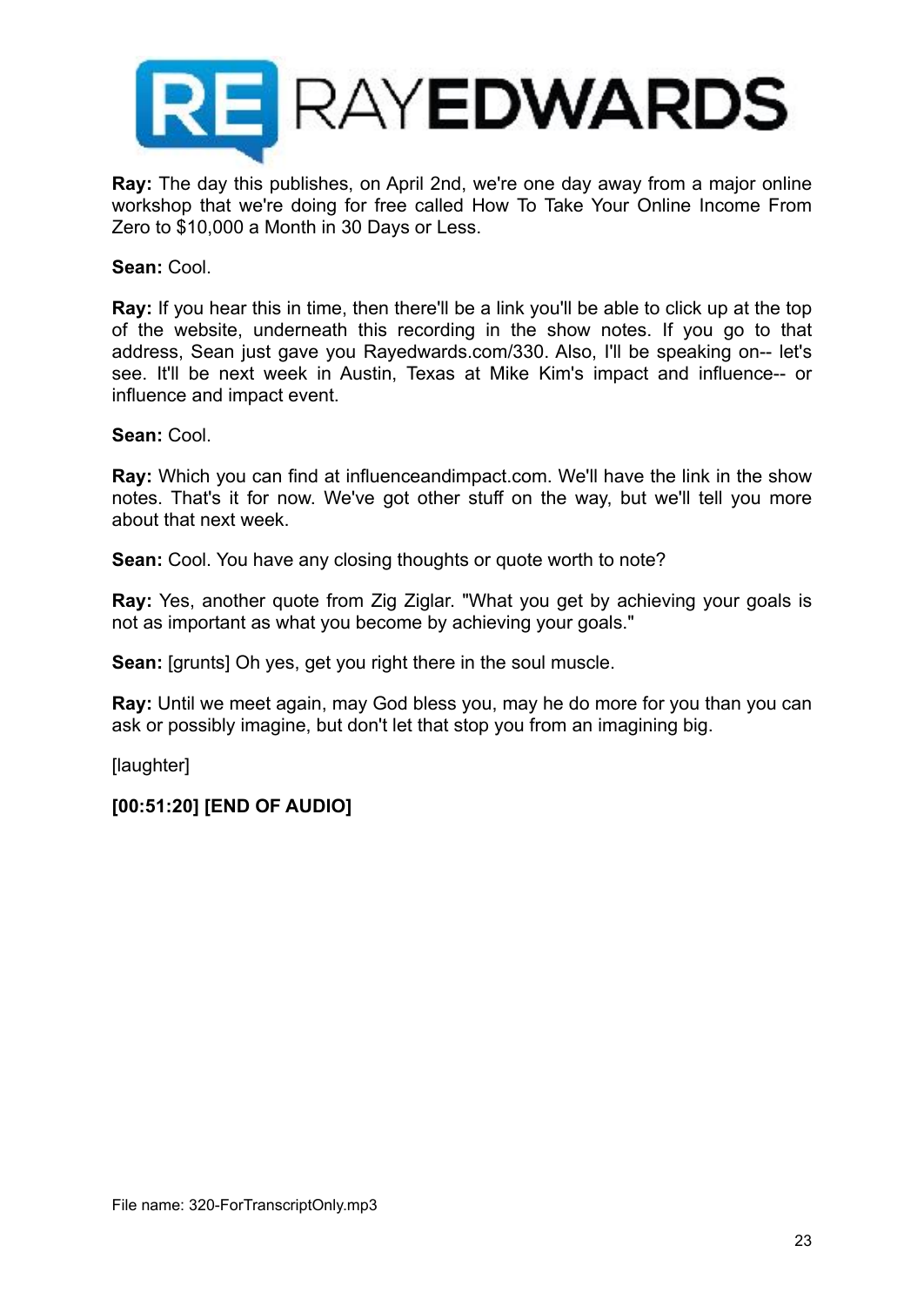**Ray:** The day this publishes, on April 2nd, we're one day away from a major online workshop that we're doing for free called How To Take Your Online Income From Zero to $10,000 a Month in 30 Days or Less.

**Sean:** Cool.

**Ray:** If you hear this in time, then there'll be a link you'll be able to click up at the top of the website, underneath this recording in the show notes. If you go to that address, Sean just gave you Rayedwards.com/330. Also, I'll be speaking on-- let's see. It'll be next week in Austin, Texas at Mike Kim's impact and influence-- or influence and impact event.

**Sean:** Cool.

**Ray:** Which you can find at influenceandimpact.com. We'll have the link in the show notes. That's it for now. We've got other stuff on the way, but we'll tell you more about that next week.

**Sean:** Cool. You have any closing thoughts or quote worth to note?

**Ray:** Yes, another quote from Zig Ziglar. "What you get by achieving your goals is not as important as what you become by achieving your goals."

**Sean:** [grunts] Oh yes, get you right there in the soul muscle.

**Ray:** Until we meet again, may God bless you, may he do more for you than you can ask or possibly imagine, but don't let that stop you from an imagining big.

[laughter]

**[00:51:20] [END OF AUDIO]**

File name: 320-ForTranscriptOnly.mp3